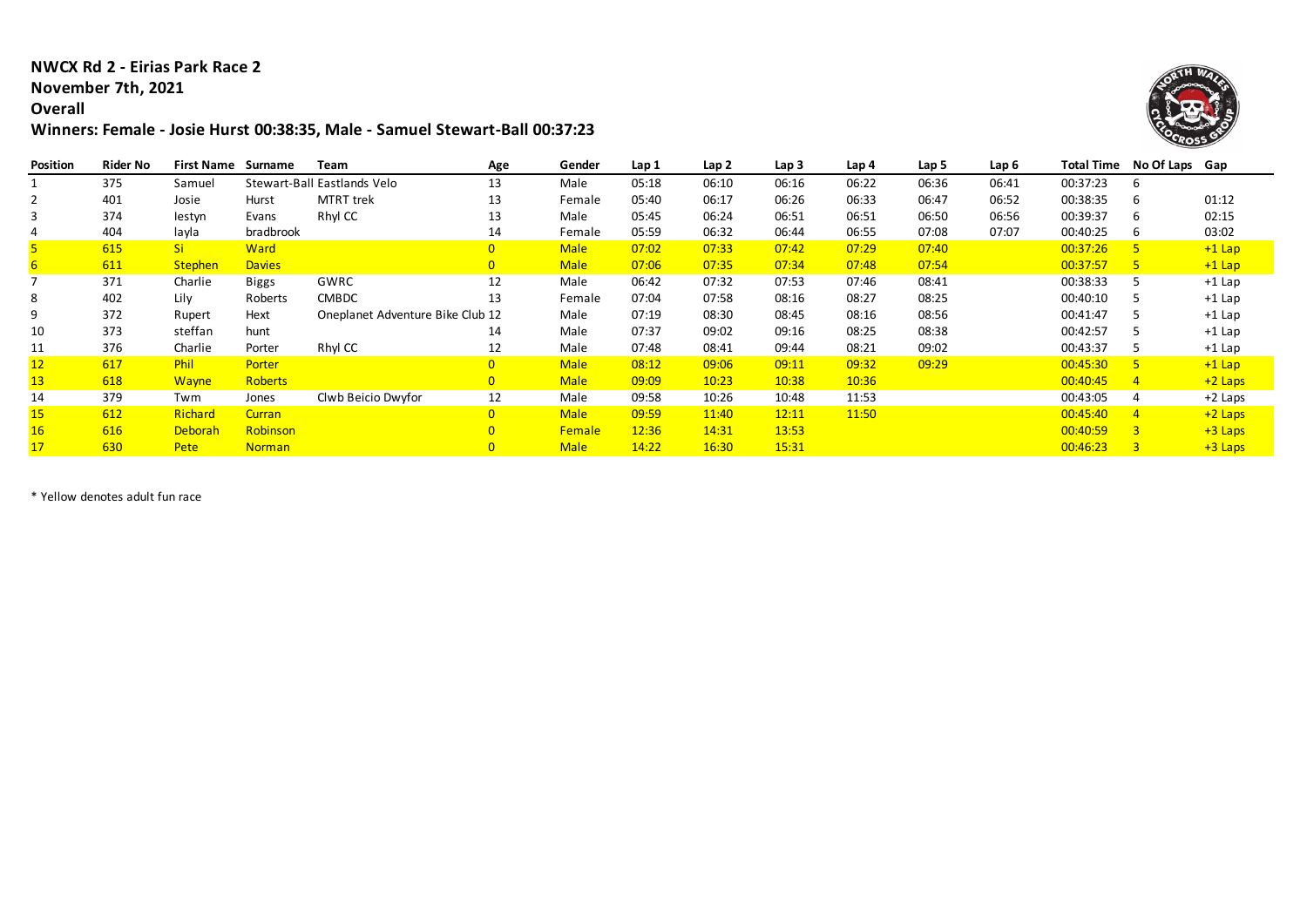**NWCX Rd 2 - Eirias Park Race 2**
**November 7th, 2021**
**Overall**
**Winners: Female - Josie Hurst 00:38:35, Male - Samuel Stewart-Ball 00:37:23**

| Position | Rider No | First Name | Surname | Team | Age | Gender | Lap 1 | Lap 2 | Lap 3 | Lap 4 | Lap 5 | Lap 6 | Total Time | No Of Laps | Gap |
|---|---|---|---|---|---|---|---|---|---|---|---|---|---|---|---|
| 1 | 375 | Samuel | Stewart-Ball | Eastlands Velo | 13 | Male | 05:18 | 06:10 | 06:16 | 06:22 | 06:36 | 06:41 | 00:37:23 | 6 | |
| 2 | 401 | Josie | Hurst | MTRT trek | 13 | Female | 05:40 | 06:17 | 06:26 | 06:33 | 06:47 | 06:52 | 00:38:35 | 6 | 01:12 |
| 3 | 374 | Iestyn | Evans | Rhyl CC | 13 | Male | 05:45 | 06:24 | 06:51 | 06:51 | 06:50 | 06:56 | 00:39:37 | 6 | 02:15 |
| 4 | 404 | layla | bradbrook | | 14 | Female | 05:59 | 06:32 | 06:44 | 06:55 | 07:08 | 07:07 | 00:40:25 | 6 | 03:02 |
| 5 | 615 | Si | Ward | | 0 | Male | 07:02 | 07:33 | 07:42 | 07:29 | 07:40 | | 00:37:26 | 5 | +1 Lap |
| 6 | 611 | Stephen | Davies | | 0 | Male | 07:06 | 07:35 | 07:34 | 07:48 | 07:54 | | 00:37:57 | 5 | +1 Lap |
| 7 | 371 | Charlie | Biggs | GWRC | 12 | Male | 06:42 | 07:32 | 07:53 | 07:46 | 08:41 | | 00:38:33 | 5 | +1 Lap |
| 8 | 402 | Lily | Roberts | CMBDC | 13 | Female | 07:04 | 07:58 | 08:16 | 08:27 | 08:25 | | 00:40:10 | 5 | +1 Lap |
| 9 | 372 | Rupert | Hext | Oneplanet Adventure Bike Club | 12 | Male | 07:19 | 08:30 | 08:45 | 08:16 | 08:56 | | 00:41:47 | 5 | +1 Lap |
| 10 | 373 | steffan | hunt | | 14 | Male | 07:37 | 09:02 | 09:16 | 08:25 | 08:38 | | 00:42:57 | 5 | +1 Lap |
| 11 | 376 | Charlie | Porter | Rhyl CC | 12 | Male | 07:48 | 08:41 | 09:44 | 08:21 | 09:02 | | 00:43:37 | 5 | +1 Lap |
| 12 | 617 | Phil | Porter | | 0 | Male | 08:12 | 09:06 | 09:11 | 09:32 | 09:29 | | 00:45:30 | 5 | +1 Lap |
| 13 | 618 | Wayne | Roberts | | 0 | Male | 09:09 | 10:23 | 10:38 | 10:36 | | | 00:40:45 | 4 | +2 Laps |
| 14 | 379 | Twm | Jones | Clwb Beicio Dwyfor | 12 | Male | 09:58 | 10:26 | 10:48 | 11:53 | | | 00:43:05 | 4 | +2 Laps |
| 15 | 612 | Richard | Curran | | 0 | Male | 09:59 | 11:40 | 12:11 | 11:50 | | | 00:45:40 | 4 | +2 Laps |
| 16 | 616 | Deborah | Robinson | | 0 | Female | 12:36 | 14:31 | 13:53 | | | | 00:40:59 | 3 | +3 Laps |
| 17 | 630 | Pete | Norman | | 0 | Male | 14:22 | 16:30 | 15:31 | | | | 00:46:23 | 3 | +3 Laps |

* Yellow denotes adult fun race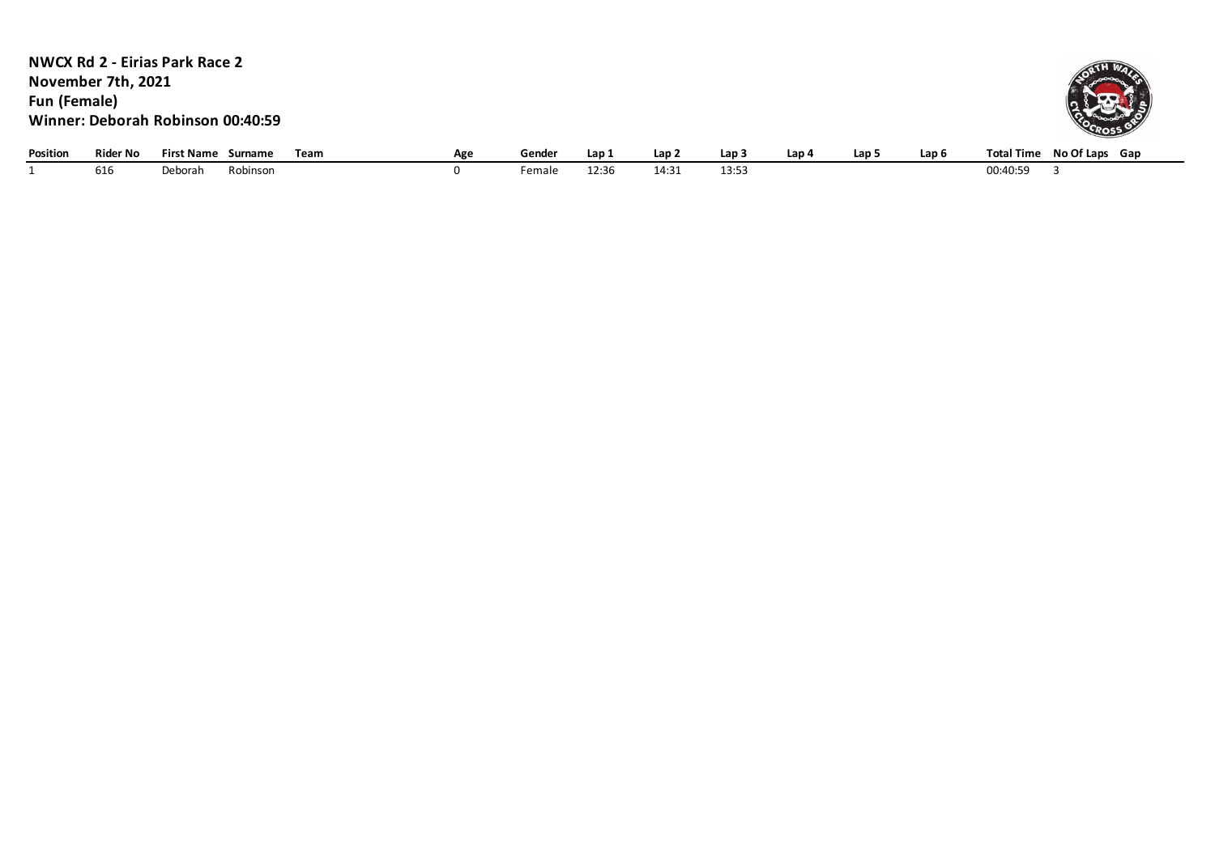**NWCX Rd 2 - Eirias Park Race 2**
**November 7th, 2021**
**Fun (Female)**
**Winner: Deborah Robinson 00:40:59**

| Position | Rider No | First Name | Surname | Team | Age | Gender | Lap 1 | Lap 2 | Lap 3 | Lap 4 | Lap 5 | Lap 6 | Total Time | No Of Laps | Gap |
|---|---|---|---|---|---|---|---|---|---|---|---|---|---|---|---|
| 1 | 616 | Deborah | Robinson | | 0 | Female | 12:36 | 14:31 | 13:53 | | | | 00:40:59 | 3 | |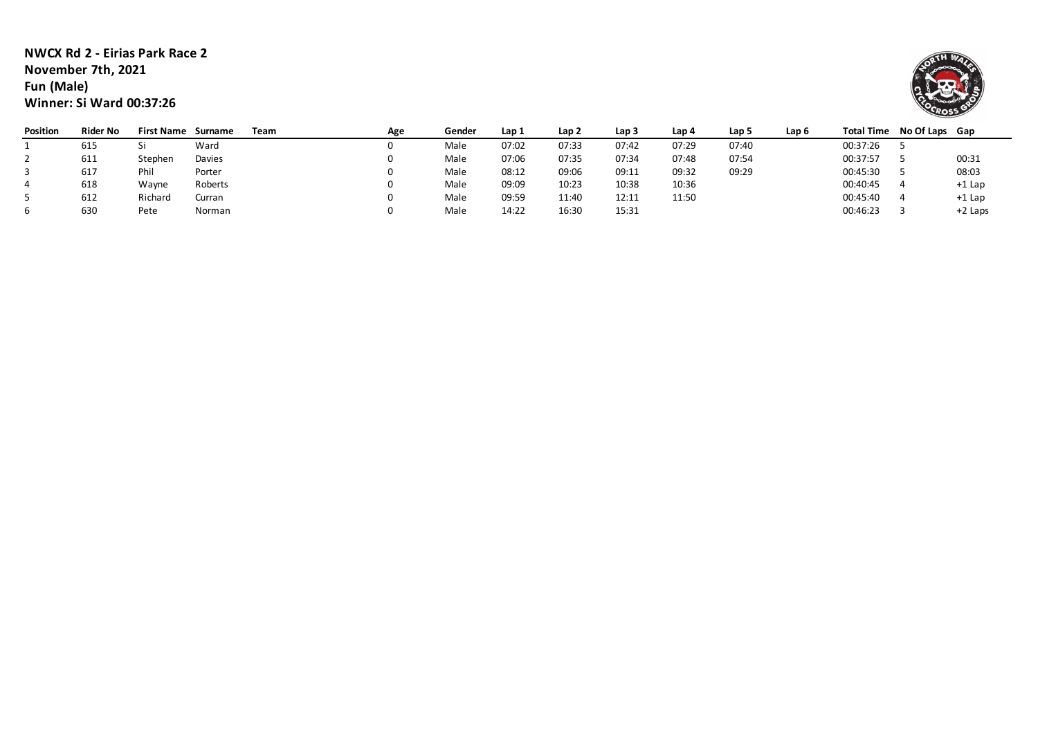**NWCX Rd 2 - Eirias Park Race 2**
**November 7th, 2021**
**Fun (Male)**
**Winner: Si Ward 00:37:26**

| Position | Rider No | First Name | Surname | Team | Age | Gender | Lap 1 | Lap 2 | Lap 3 | Lap 4 | Lap 5 | Lap 6 | Total Time | No Of Laps | Gap |
|---|---|---|---|---|---|---|---|---|---|---|---|---|---|---|---|
| 1 | 615 | Si | Ward | | 0 | Male | 07:02 | 07:33 | 07:42 | 07:29 | 07:40 | | 00:37:26 | 5 | |
| 2 | 611 | Stephen | Davies | | 0 | Male | 07:06 | 07:35 | 07:34 | 07:48 | 07:54 | | 00:37:57 | 5 | 00:31 |
| 3 | 617 | Phil | Porter | | 0 | Male | 08:12 | 09:06 | 09:11 | 09:32 | 09:29 | | 00:45:30 | 5 | 08:03 |
| 4 | 618 | Wayne | Roberts | | 0 | Male | 09:09 | 10:23 | 10:38 | 10:36 | | | 00:40:45 | 4 | +1 Lap |
| 5 | 612 | Richard | Curran | | 0 | Male | 09:59 | 11:40 | 12:11 | 11:50 | | | 00:45:40 | 4 | +1 Lap |
| 6 | 630 | Pete | Norman | | 0 | Male | 14:22 | 16:30 | 15:31 | | | | 00:46:23 | 3 | +2 Laps |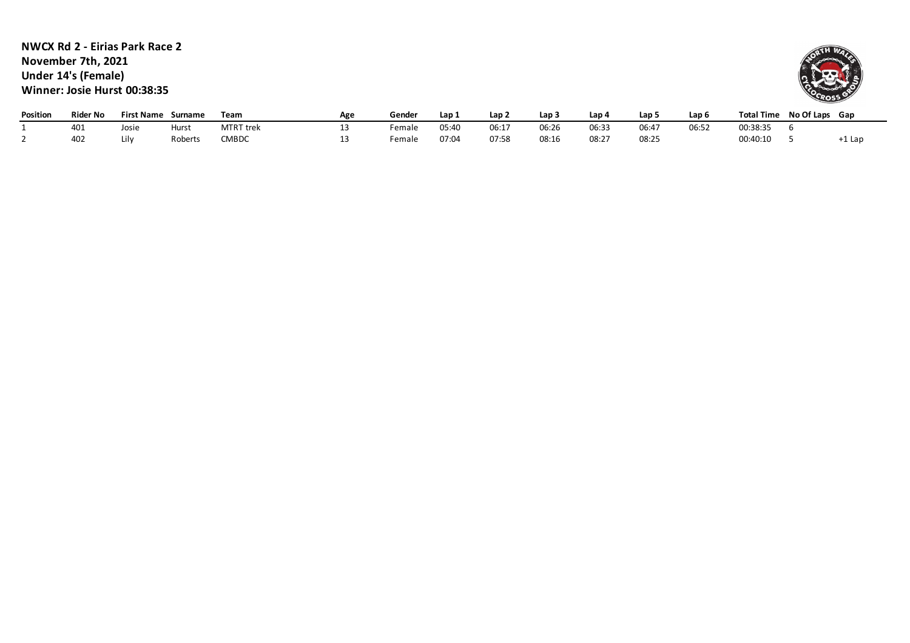**NWCX Rd 2 - Eirias Park Race 2**
**November 7th, 2021**
**Under 14's (Female)**
**Winner: Josie Hurst 00:38:35**

| Position | Rider No | First Name | Surname | Team | Age | Gender | Lap 1 | Lap 2 | Lap 3 | Lap 4 | Lap 5 | Lap 6 | Total Time | No Of Laps | Gap |
|---|---|---|---|---|---|---|---|---|---|---|---|---|---|---|---|
| 1 | 401 | Josie | Hurst | MTRT trek | 13 | Female | 05:40 | 06:17 | 06:26 | 06:33 | 06:47 | 06:52 | 00:38:35 | 6 | |
| 2 | 402 | Lily | Roberts | CMBDC | 13 | Female | 07:04 | 07:58 | 08:16 | 08:27 | 08:25 | | 00:40:10 | 5 | +1 Lap |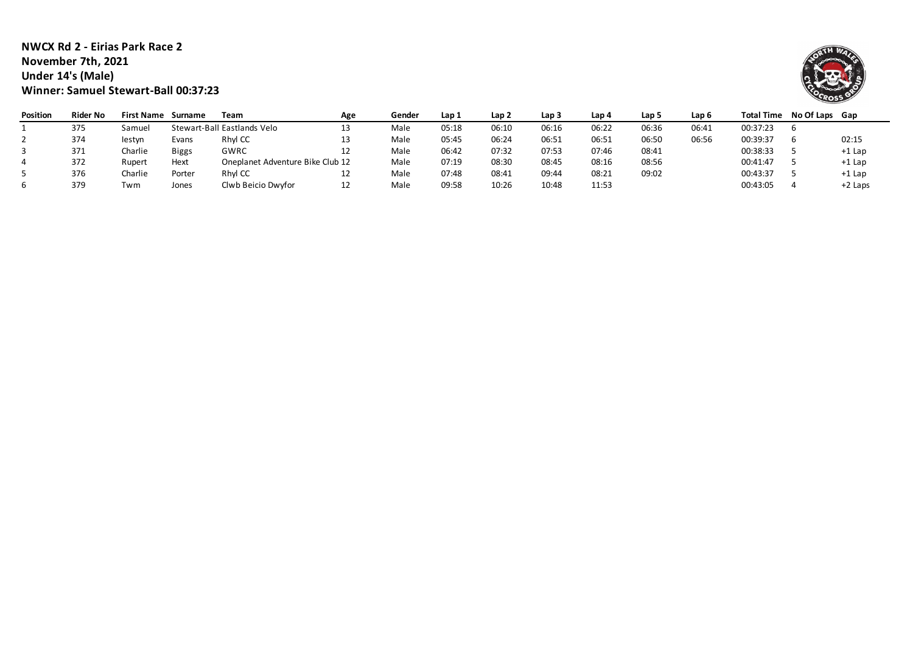**NWCX Rd 2 - Eirias Park Race 2**
**November 7th, 2021**
**Under 14's (Male)**
**Winner: Samuel Stewart-Ball 00:37:23**

| Position | Rider No | First Name | Surname | Team | Age | Gender | Lap 1 | Lap 2 | Lap 3 | Lap 4 | Lap 5 | Lap 6 | Total Time | No Of Laps | Gap |
|---|---|---|---|---|---|---|---|---|---|---|---|---|---|---|---|
| 1 | 375 | Samuel | Stewart-Ball | Eastlands Velo | 13 | Male | 05:18 | 06:10 | 06:16 | 06:22 | 06:36 | 06:41 | 00:37:23 | 6 | |
| 2 | 374 | Iestyn | Evans | Rhyl CC | 13 | Male | 05:45 | 06:24 | 06:51 | 06:51 | 06:50 | 06:56 | 00:39:37 | 6 | 02:15 |
| 3 | 371 | Charlie | Biggs | GWRC | 12 | Male | 06:42 | 07:32 | 07:53 | 07:46 | 08:41 | | 00:38:33 | 5 | +1 Lap |
| 4 | 372 | Rupert | Hext | Oneplanet Adventure Bike Club | 12 | Male | 07:19 | 08:30 | 08:45 | 08:16 | 08:56 | | 00:41:47 | 5 | +1 Lap |
| 5 | 376 | Charlie | Porter | Rhyl CC | 12 | Male | 07:48 | 08:41 | 09:44 | 08:21 | 09:02 | | 00:43:37 | 5 | +1 Lap |
| 6 | 379 | Twm | Jones | Clwb Beicio Dwyfor | 12 | Male | 09:58 | 10:26 | 10:48 | 11:53 | | | 00:43:05 | 4 | +2 Laps |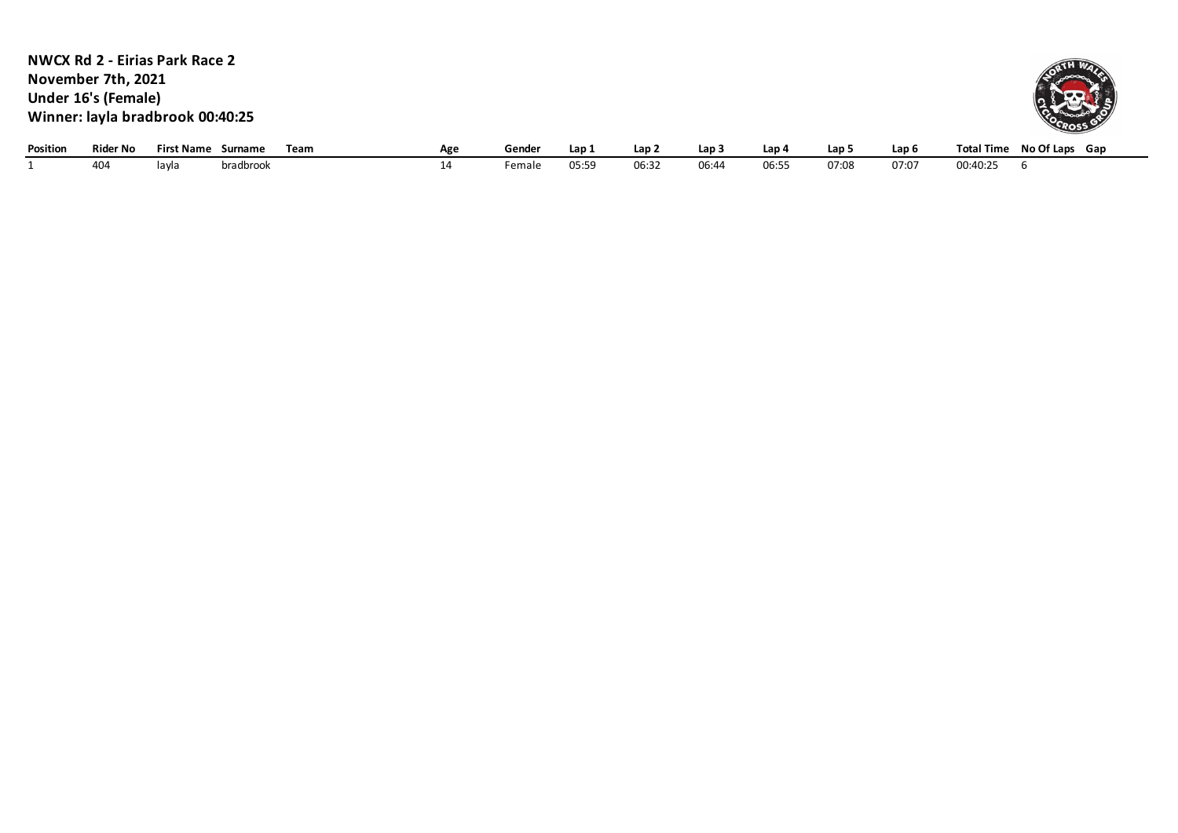**NWCX Rd 2 - Eirias Park Race 2**
**November 7th, 2021**
**Under 16's (Female)**
**Winner: layla bradbrook 00:40:25**

| Position | Rider No | First Name | Surname | Team | Age | Gender | Lap 1 | Lap 2 | Lap 3 | Lap 4 | Lap 5 | Lap 6 | Total Time | No Of Laps | Gap |
|---|---|---|---|---|---|---|---|---|---|---|---|---|---|---|---|
| 1 | 404 | layla | bradbrook | | 14 | Female | 05:59 | 06:32 | 06:44 | 06:55 | 07:08 | 07:07 | 00:40:25 | 6 | |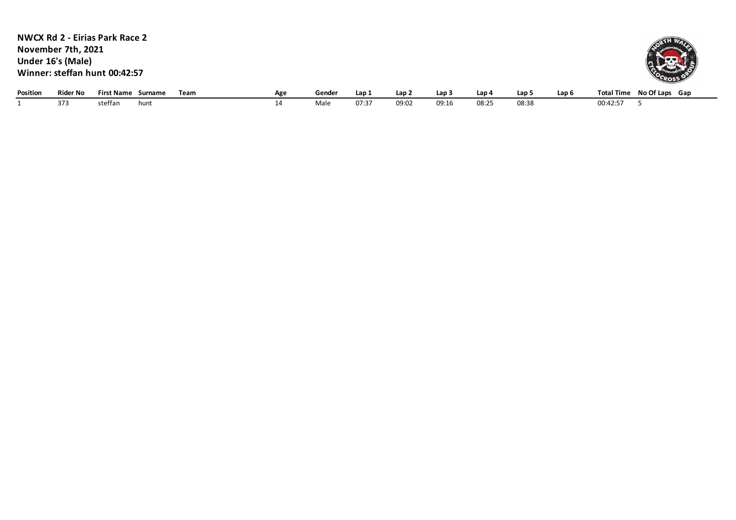**NWCX Rd 2 - Eirias Park Race 2**
**November 7th, 2021**
**Under 16's (Male)**
**Winner: steffan hunt 00:42:57**

| Position | Rider No | First Name | Surname | Team | Age | Gender | Lap 1 | Lap 2 | Lap 3 | Lap 4 | Lap 5 | Lap 6 | Total Time | No Of Laps | Gap |
|---|---|---|---|---|---|---|---|---|---|---|---|---|---|---|---|
| 1 | 373 | steffan | hunt | | 14 | Male | 07:37 | 09:02 | 09:16 | 08:25 | 08:38 | | 00:42:57 | 5 | |